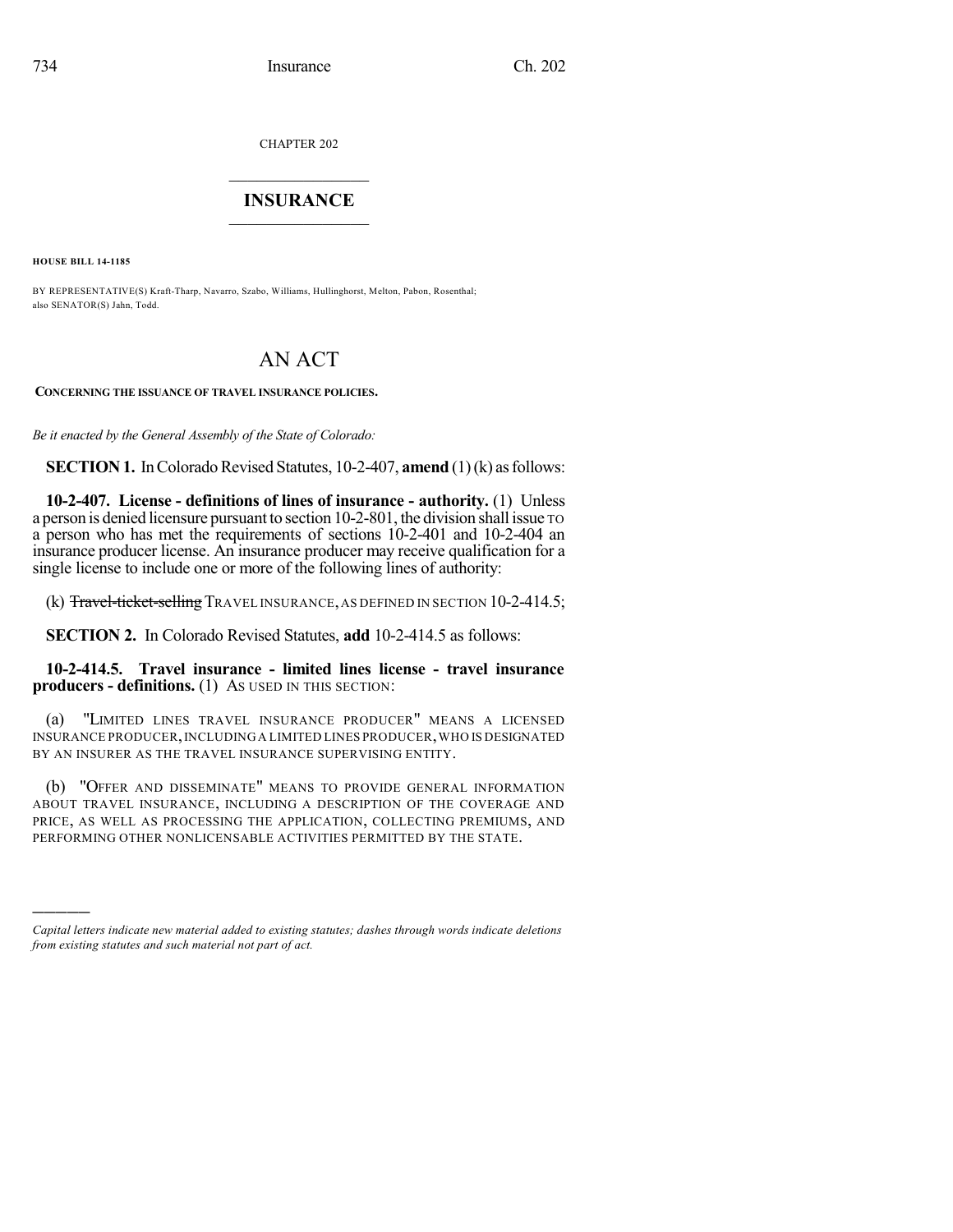CHAPTER 202

## INSURANCE

**HOUSE BILL 14-1185**

BY REPRESENTATIVE(S) Kraft-Tharp, Navarro, Szabo, Williams, Hullinghorst, Melton, Pabon, Rosenthal; also SENATOR(S) Jahn, Todd.

# AN ACT

**CONCERNING THE ISSUANCE OF TRAVEL INSURANCE POLICIES.**

*Be it enacted by the General Assembly of the State of Colorado:*

**SECTION 1.** In Colorado Revised Statutes, 10-2-407, **amend** (1) (k) as follows:

**10-2-407. License - definitions of lines of insurance - authority.** (1) Unless a person is denied licensure pursuant to section 10-2-801, the division shall issue TO a person who has met the requirements of sections 10-2-401 and 10-2-404 an insurance producer license. An insurance producer may receive qualification for a single license to include one or more of the following lines of authority:

(k) ~~Travel-ticket-selling~~ TRAVEL INSURANCE, AS DEFINED IN SECTION 10-2-414.5;

**SECTION 2.** In Colorado Revised Statutes, **add** 10-2-414.5 as follows:

**10-2-414.5. Travel insurance - limited lines license - travel insurance producers - definitions.** (1) AS USED IN THIS SECTION:

(a) "LIMITED LINES TRAVEL INSURANCE PRODUCER" MEANS A LICENSED INSURANCE PRODUCER, INCLUDING A LIMITED LINES PRODUCER, WHO IS DESIGNATED BY AN INSURER AS THE TRAVEL INSURANCE SUPERVISING ENTITY.

(b) "OFFER AND DISSEMINATE" MEANS TO PROVIDE GENERAL INFORMATION ABOUT TRAVEL INSURANCE, INCLUDING A DESCRIPTION OF THE COVERAGE AND PRICE, AS WELL AS PROCESSING THE APPLICATION, COLLECTING PREMIUMS, AND PERFORMING OTHER NONLICENSABLE ACTIVITIES PERMITTED BY THE STATE.

---

*Capital letters indicate new material added to existing statutes; dashes through words indicate deletions from existing statutes and such material not part of act.*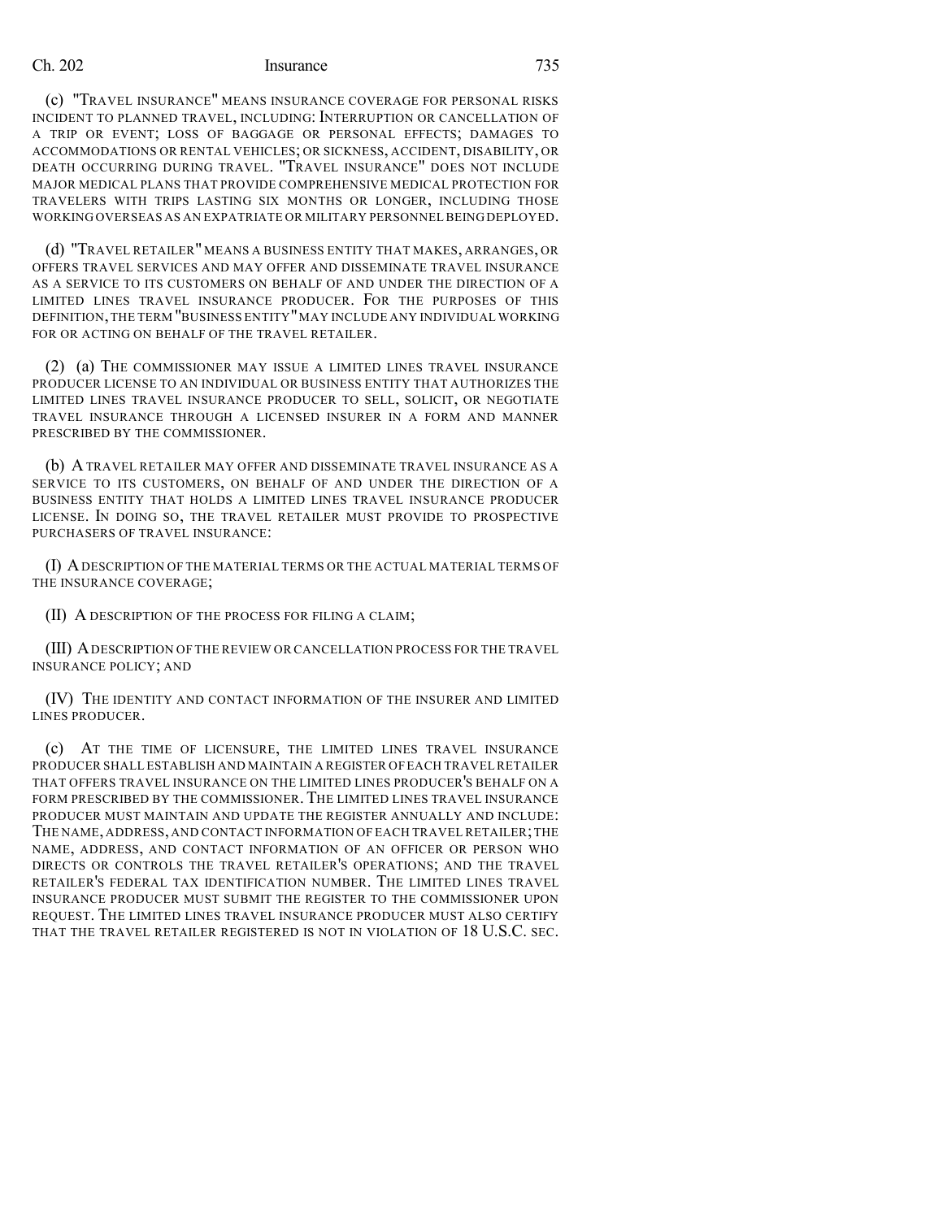(c) "TRAVEL INSURANCE" MEANS INSURANCE COVERAGE FOR PERSONAL RISKS INCIDENT TO PLANNED TRAVEL, INCLUDING: INTERRUPTION OR CANCELLATION OF A TRIP OR EVENT; LOSS OF BAGGAGE OR PERSONAL EFFECTS; DAMAGES TO ACCOMMODATIONS OR RENTAL VEHICLES; OR SICKNESS, ACCIDENT, DISABILITY, OR DEATH OCCURRING DURING TRAVEL. "TRAVEL INSURANCE" DOES NOT INCLUDE MAJOR MEDICAL PLANS THAT PROVIDE COMPREHENSIVE MEDICAL PROTECTION FOR TRAVELERS WITH TRIPS LASTING SIX MONTHS OR LONGER, INCLUDING THOSE WORKING OVERSEAS AS AN EXPATRIATE OR MILITARY PERSONNEL BEING DEPLOYED.

(d) "TRAVEL RETAILER" MEANS A BUSINESS ENTITY THAT MAKES, ARRANGES, OR OFFERS TRAVEL SERVICES AND MAY OFFER AND DISSEMINATE TRAVEL INSURANCE AS A SERVICE TO ITS CUSTOMERS ON BEHALF OF AND UNDER THE DIRECTION OF A LIMITED LINES TRAVEL INSURANCE PRODUCER. FOR THE PURPOSES OF THIS DEFINITION, THE TERM "BUSINESS ENTITY" MAY INCLUDE ANY INDIVIDUAL WORKING FOR OR ACTING ON BEHALF OF THE TRAVEL RETAILER.

(2) (a) THE COMMISSIONER MAY ISSUE A LIMITED LINES TRAVEL INSURANCE PRODUCER LICENSE TO AN INDIVIDUAL OR BUSINESS ENTITY THAT AUTHORIZES THE LIMITED LINES TRAVEL INSURANCE PRODUCER TO SELL, SOLICIT, OR NEGOTIATE TRAVEL INSURANCE THROUGH A LICENSED INSURER IN A FORM AND MANNER PRESCRIBED BY THE COMMISSIONER.

(b) A TRAVEL RETAILER MAY OFFER AND DISSEMINATE TRAVEL INSURANCE AS A SERVICE TO ITS CUSTOMERS, ON BEHALF OF AND UNDER THE DIRECTION OF A BUSINESS ENTITY THAT HOLDS A LIMITED LINES TRAVEL INSURANCE PRODUCER LICENSE. IN DOING SO, THE TRAVEL RETAILER MUST PROVIDE TO PROSPECTIVE PURCHASERS OF TRAVEL INSURANCE:

(I) A DESCRIPTION OF THE MATERIAL TERMS OR THE ACTUAL MATERIAL TERMS OF THE INSURANCE COVERAGE;

(II) A DESCRIPTION OF THE PROCESS FOR FILING A CLAIM;

(III) A DESCRIPTION OF THE REVIEW OR CANCELLATION PROCESS FOR THE TRAVEL INSURANCE POLICY; AND

(IV) THE IDENTITY AND CONTACT INFORMATION OF THE INSURER AND LIMITED LINES PRODUCER.

(c) AT THE TIME OF LICENSURE, THE LIMITED LINES TRAVEL INSURANCE PRODUCER SHALL ESTABLISH AND MAINTAIN A REGISTER OF EACH TRAVEL RETAILER THAT OFFERS TRAVEL INSURANCE ON THE LIMITED LINES PRODUCER'S BEHALF ON A FORM PRESCRIBED BY THE COMMISSIONER. THE LIMITED LINES TRAVEL INSURANCE PRODUCER MUST MAINTAIN AND UPDATE THE REGISTER ANNUALLY AND INCLUDE: THE NAME, ADDRESS, AND CONTACT INFORMATION OF EACH TRAVEL RETAILER; THE NAME, ADDRESS, AND CONTACT INFORMATION OF AN OFFICER OR PERSON WHO DIRECTS OR CONTROLS THE TRAVEL RETAILER'S OPERATIONS; AND THE TRAVEL RETAILER'S FEDERAL TAX IDENTIFICATION NUMBER. THE LIMITED LINES TRAVEL INSURANCE PRODUCER MUST SUBMIT THE REGISTER TO THE COMMISSIONER UPON REQUEST. THE LIMITED LINES TRAVEL INSURANCE PRODUCER MUST ALSO CERTIFY THAT THE TRAVEL RETAILER REGISTERED IS NOT IN VIOLATION OF 18 U.S.C. SEC.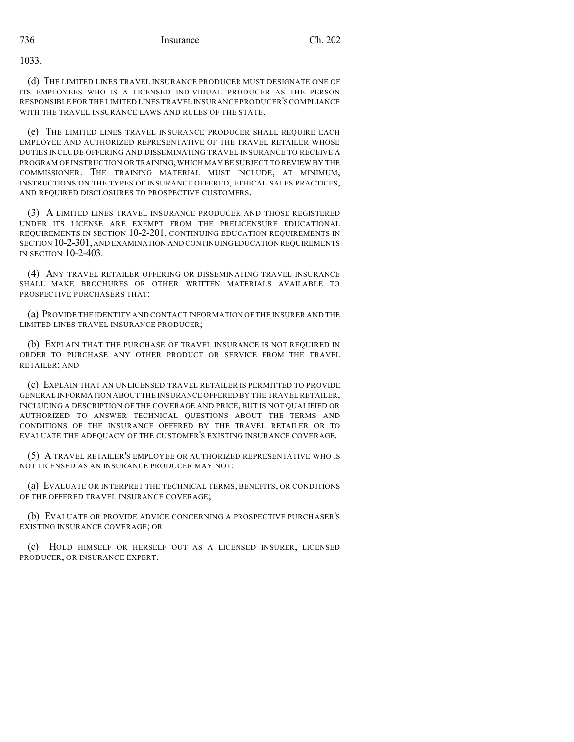1033.

(d) THE LIMITED LINES TRAVEL INSURANCE PRODUCER MUST DESIGNATE ONE OF ITS EMPLOYEES WHO IS A LICENSED INDIVIDUAL PRODUCER AS THE PERSON RESPONSIBLE FOR THE LIMITED LINES TRAVEL INSURANCE PRODUCER'S COMPLIANCE WITH THE TRAVEL INSURANCE LAWS AND RULES OF THE STATE.

(e) THE LIMITED LINES TRAVEL INSURANCE PRODUCER SHALL REQUIRE EACH EMPLOYEE AND AUTHORIZED REPRESENTATIVE OF THE TRAVEL RETAILER WHOSE DUTIES INCLUDE OFFERING AND DISSEMINATING TRAVEL INSURANCE TO RECEIVE A PROGRAM OF INSTRUCTION OR TRAINING, WHICH MAY BE SUBJECT TO REVIEW BY THE COMMISSIONER. THE TRAINING MATERIAL MUST INCLUDE, AT MINIMUM, INSTRUCTIONS ON THE TYPES OF INSURANCE OFFERED, ETHICAL SALES PRACTICES, AND REQUIRED DISCLOSURES TO PROSPECTIVE CUSTOMERS.

(3) A LIMITED LINES TRAVEL INSURANCE PRODUCER AND THOSE REGISTERED UNDER ITS LICENSE ARE EXEMPT FROM THE PRELICENSURE EDUCATIONAL REQUIREMENTS IN SECTION 10-2-201, CONTINUING EDUCATION REQUIREMENTS IN SECTION 10-2-301, AND EXAMINATION AND CONTINUING EDUCATION REQUIREMENTS IN SECTION 10-2-403.

(4) ANY TRAVEL RETAILER OFFERING OR DISSEMINATING TRAVEL INSURANCE SHALL MAKE BROCHURES OR OTHER WRITTEN MATERIALS AVAILABLE TO PROSPECTIVE PURCHASERS THAT:

(a) PROVIDE THE IDENTITY AND CONTACT INFORMATION OF THE INSURER AND THE LIMITED LINES TRAVEL INSURANCE PRODUCER;

(b) EXPLAIN THAT THE PURCHASE OF TRAVEL INSURANCE IS NOT REQUIRED IN ORDER TO PURCHASE ANY OTHER PRODUCT OR SERVICE FROM THE TRAVEL RETAILER; AND

(c) EXPLAIN THAT AN UNLICENSED TRAVEL RETAILER IS PERMITTED TO PROVIDE GENERAL INFORMATION ABOUT THE INSURANCE OFFERED BY THE TRAVEL RETAILER, INCLUDING A DESCRIPTION OF THE COVERAGE AND PRICE, BUT IS NOT QUALIFIED OR AUTHORIZED TO ANSWER TECHNICAL QUESTIONS ABOUT THE TERMS AND CONDITIONS OF THE INSURANCE OFFERED BY THE TRAVEL RETAILER OR TO EVALUATE THE ADEQUACY OF THE CUSTOMER'S EXISTING INSURANCE COVERAGE.

(5) A TRAVEL RETAILER'S EMPLOYEE OR AUTHORIZED REPRESENTATIVE WHO IS NOT LICENSED AS AN INSURANCE PRODUCER MAY NOT:

(a) EVALUATE OR INTERPRET THE TECHNICAL TERMS, BENEFITS, OR CONDITIONS OF THE OFFERED TRAVEL INSURANCE COVERAGE;

(b) EVALUATE OR PROVIDE ADVICE CONCERNING A PROSPECTIVE PURCHASER'S EXISTING INSURANCE COVERAGE; OR

(c) HOLD HIMSELF OR HERSELF OUT AS A LICENSED INSURER, LICENSED PRODUCER, OR INSURANCE EXPERT.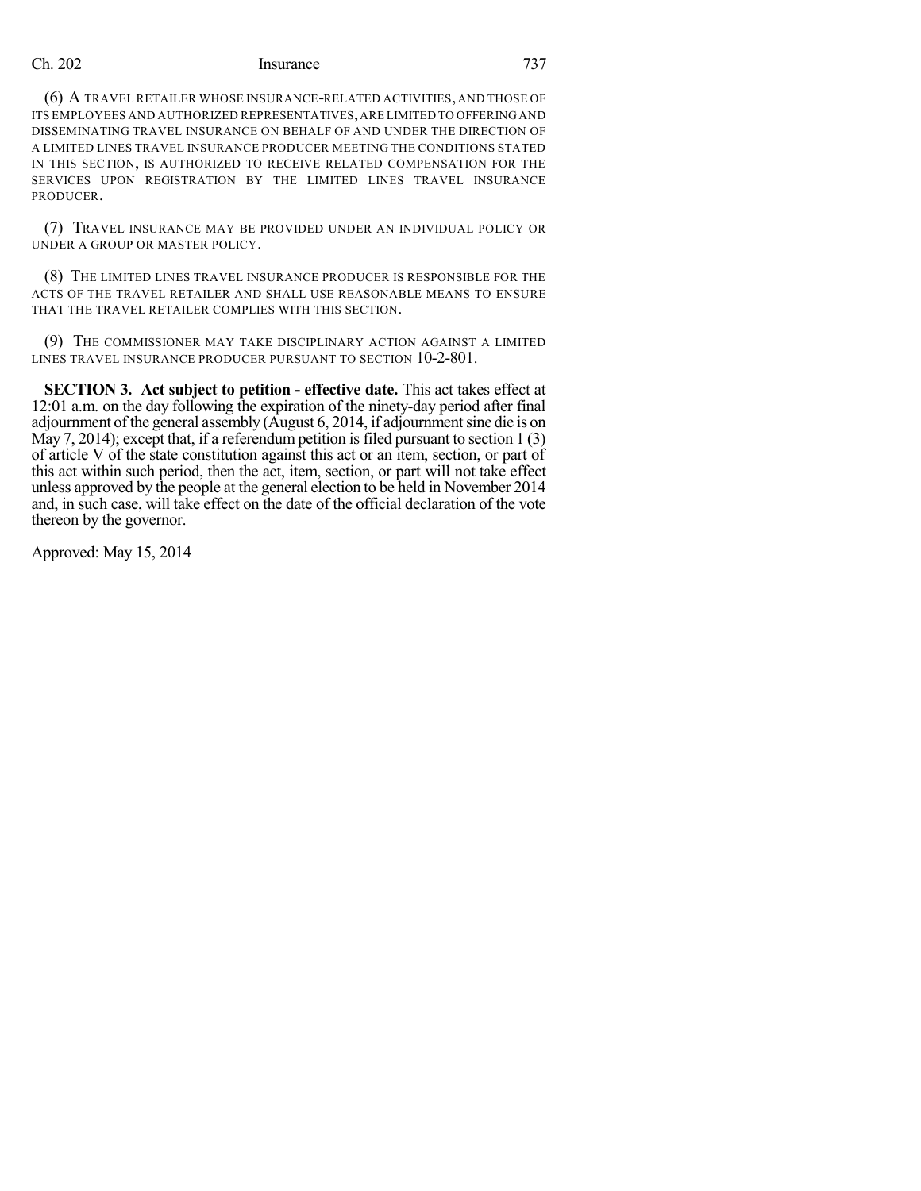(6) A TRAVEL RETAILER WHOSE INSURANCE-RELATED ACTIVITIES, AND THOSE OF ITS EMPLOYEES AND AUTHORIZED REPRESENTATIVES, ARE LIMITED TO OFFERING AND DISSEMINATING TRAVEL INSURANCE ON BEHALF OF AND UNDER THE DIRECTION OF A LIMITED LINES TRAVEL INSURANCE PRODUCER MEETING THE CONDITIONS STATED IN THIS SECTION, IS AUTHORIZED TO RECEIVE RELATED COMPENSATION FOR THE SERVICES UPON REGISTRATION BY THE LIMITED LINES TRAVEL INSURANCE PRODUCER.

(7) TRAVEL INSURANCE MAY BE PROVIDED UNDER AN INDIVIDUAL POLICY OR UNDER A GROUP OR MASTER POLICY.

(8) THE LIMITED LINES TRAVEL INSURANCE PRODUCER IS RESPONSIBLE FOR THE ACTS OF THE TRAVEL RETAILER AND SHALL USE REASONABLE MEANS TO ENSURE THAT THE TRAVEL RETAILER COMPLIES WITH THIS SECTION.

(9) THE COMMISSIONER MAY TAKE DISCIPLINARY ACTION AGAINST A LIMITED LINES TRAVEL INSURANCE PRODUCER PURSUANT TO SECTION 10-2-801.

**SECTION 3. Act subject to petition - effective date.** This act takes effect at 12:01 a.m. on the day following the expiration of the ninety-day period after final adjournment of the general assembly (August 6, 2014, if adjournment sine die is on May 7, 2014); except that, if a referendum petition is filed pursuant to section 1 (3) of article V of the state constitution against this act or an item, section, or part of this act within such period, then the act, item, section, or part will not take effect unless approved by the people at the general election to be held in November 2014 and, in such case, will take effect on the date of the official declaration of the vote thereon by the governor.

Approved: May 15, 2014